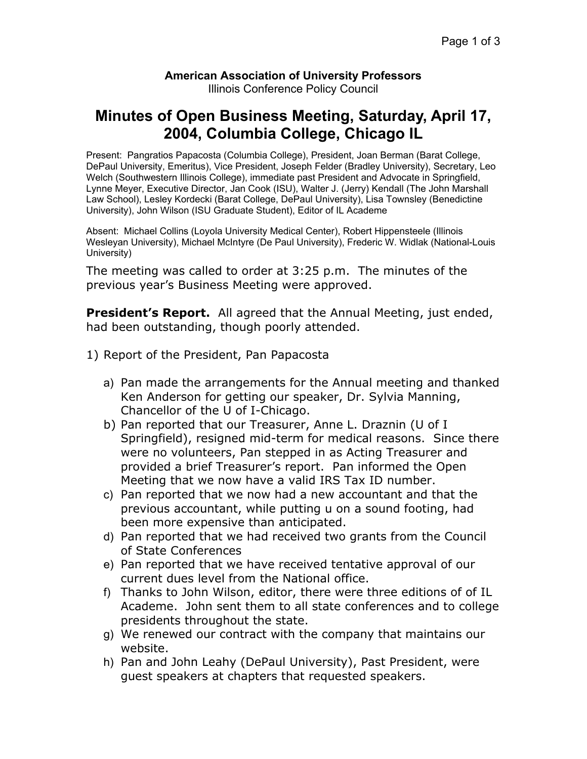**American Association of University Professors**
Illinois Conference Policy Council

# Minutes of Open Business Meeting, Saturday, April 17, 2004, Columbia College, Chicago IL

Present: Pangratios Papacosta (Columbia College), President, Joan Berman (Barat College, DePaul University, Emeritus), Vice President, Joseph Felder (Bradley University), Secretary, Leo Welch (Southwestern Illinois College), immediate past President and Advocate in Springfield, Lynne Meyer, Executive Director, Jan Cook (ISU), Walter J. (Jerry) Kendall (The John Marshall Law School), Lesley Kordecki (Barat College, DePaul University), Lisa Townsley (Benedictine University), John Wilson (ISU Graduate Student), Editor of IL Academe

Absent: Michael Collins (Loyola University Medical Center), Robert Hippensteele (Illinois Wesleyan University), Michael McIntyre (De Paul University), Frederic W. Widlak (National-Louis University)

The meeting was called to order at 3:25 p.m. The minutes of the previous year's Business Meeting were approved.

**President's Report.** All agreed that the Annual Meeting, just ended, had been outstanding, though poorly attended.

1) Report of the President, Pan Papacosta

   a) Pan made the arrangements for the Annual meeting and thanked Ken Anderson for getting our speaker, Dr. Sylvia Manning, Chancellor of the U of I-Chicago.
   b) Pan reported that our Treasurer, Anne L. Draznin (U of I Springfield), resigned mid-term for medical reasons. Since there were no volunteers, Pan stepped in as Acting Treasurer and provided a brief Treasurer's report. Pan informed the Open Meeting that we now have a valid IRS Tax ID number.
   c) Pan reported that we now had a new accountant and that the previous accountant, while putting u on a sound footing, had been more expensive than anticipated.
   d) Pan reported that we had received two grants from the Council of State Conferences
   e) Pan reported that we have received tentative approval of our current dues level from the National office.
   f) Thanks to John Wilson, editor, there were three editions of of IL Academe. John sent them to all state conferences and to college presidents throughout the state.
   g) We renewed our contract with the company that maintains our website.
   h) Pan and John Leahy (DePaul University), Past President, were guest speakers at chapters that requested speakers.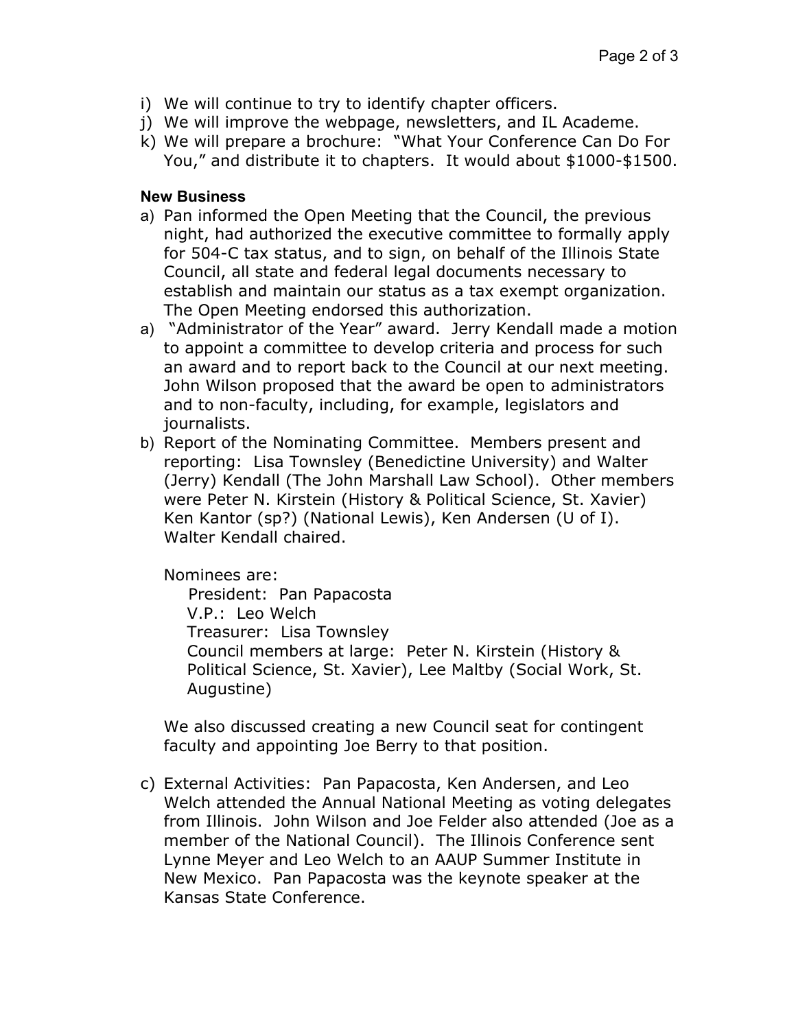i) We will continue to try to identify chapter officers.
j) We will improve the webpage, newsletters, and IL Academe.
k) We will prepare a brochure: "What Your Conference Can Do For You," and distribute it to chapters. It would about $1000-$1500.

**New Business**

a) Pan informed the Open Meeting that the Council, the previous night, had authorized the executive committee to formally apply for 504-C tax status, and to sign, on behalf of the Illinois State Council, all state and federal legal documents necessary to establish and maintain our status as a tax exempt organization. The Open Meeting endorsed this authorization.

a) "Administrator of the Year" award. Jerry Kendall made a motion to appoint a committee to develop criteria and process for such an award and to report back to the Council at our next meeting. John Wilson proposed that the award be open to administrators and to non-faculty, including, for example, legislators and journalists.

b) Report of the Nominating Committee. Members present and reporting: Lisa Townsley (Benedictine University) and Walter (Jerry) Kendall (The John Marshall Law School). Other members were Peter N. Kirstein (History & Political Science, St. Xavier) Ken Kantor (sp?) (National Lewis), Ken Andersen (U of I). Walter Kendall chaired.

   Nominees are:
   - President: Pan Papacosta
   - V.P.: Leo Welch
   - Treasurer: Lisa Townsley
   - Council members at large: Peter N. Kirstein (History & Political Science, St. Xavier), Lee Maltby (Social Work, St. Augustine)

   We also discussed creating a new Council seat for contingent faculty and appointing Joe Berry to that position.

c) External Activities: Pan Papacosta, Ken Andersen, and Leo Welch attended the Annual National Meeting as voting delegates from Illinois. John Wilson and Joe Felder also attended (Joe as a member of the National Council). The Illinois Conference sent Lynne Meyer and Leo Welch to an AAUP Summer Institute in New Mexico. Pan Papacosta was the keynote speaker at the Kansas State Conference.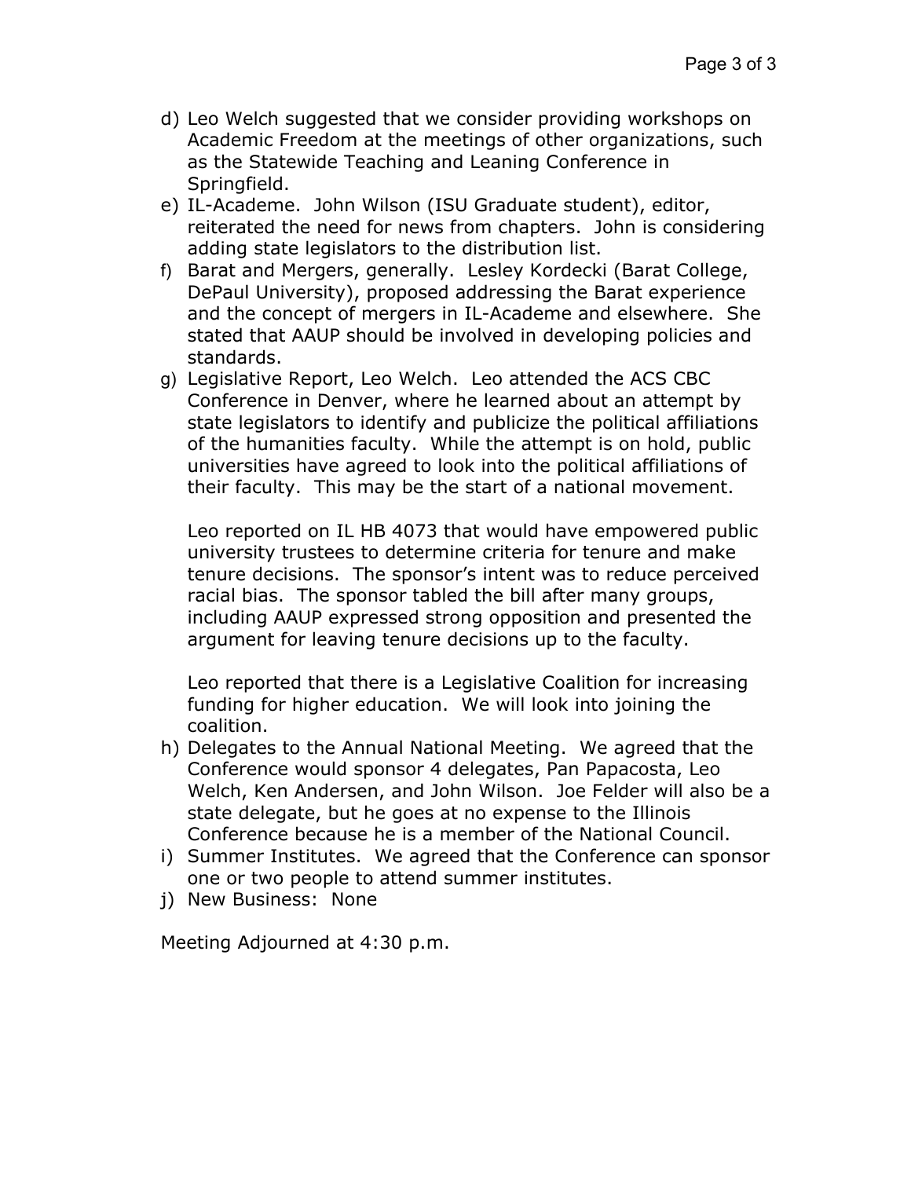d) Leo Welch suggested that we consider providing workshops on Academic Freedom at the meetings of other organizations, such as the Statewide Teaching and Leaning Conference in Springfield.

e) IL-Academe. John Wilson (ISU Graduate student), editor, reiterated the need for news from chapters. John is considering adding state legislators to the distribution list.

f) Barat and Mergers, generally. Lesley Kordecki (Barat College, DePaul University), proposed addressing the Barat experience and the concept of mergers in IL-Academe and elsewhere. She stated that AAUP should be involved in developing policies and standards.

g) Legislative Report, Leo Welch. Leo attended the ACS CBC Conference in Denver, where he learned about an attempt by state legislators to identify and publicize the political affiliations of the humanities faculty. While the attempt is on hold, public universities have agreed to look into the political affiliations of their faculty. This may be the start of a national movement.

   Leo reported on IL HB 4073 that would have empowered public university trustees to determine criteria for tenure and make tenure decisions. The sponsor's intent was to reduce perceived racial bias. The sponsor tabled the bill after many groups, including AAUP expressed strong opposition and presented the argument for leaving tenure decisions up to the faculty.

   Leo reported that there is a Legislative Coalition for increasing funding for higher education. We will look into joining the coalition.

h) Delegates to the Annual National Meeting. We agreed that the Conference would sponsor 4 delegates, Pan Papacosta, Leo Welch, Ken Andersen, and John Wilson. Joe Felder will also be a state delegate, but he goes at no expense to the Illinois Conference because he is a member of the National Council.

i) Summer Institutes. We agreed that the Conference can sponsor one or two people to attend summer institutes.

j) New Business: None

Meeting Adjourned at 4:30 p.m.